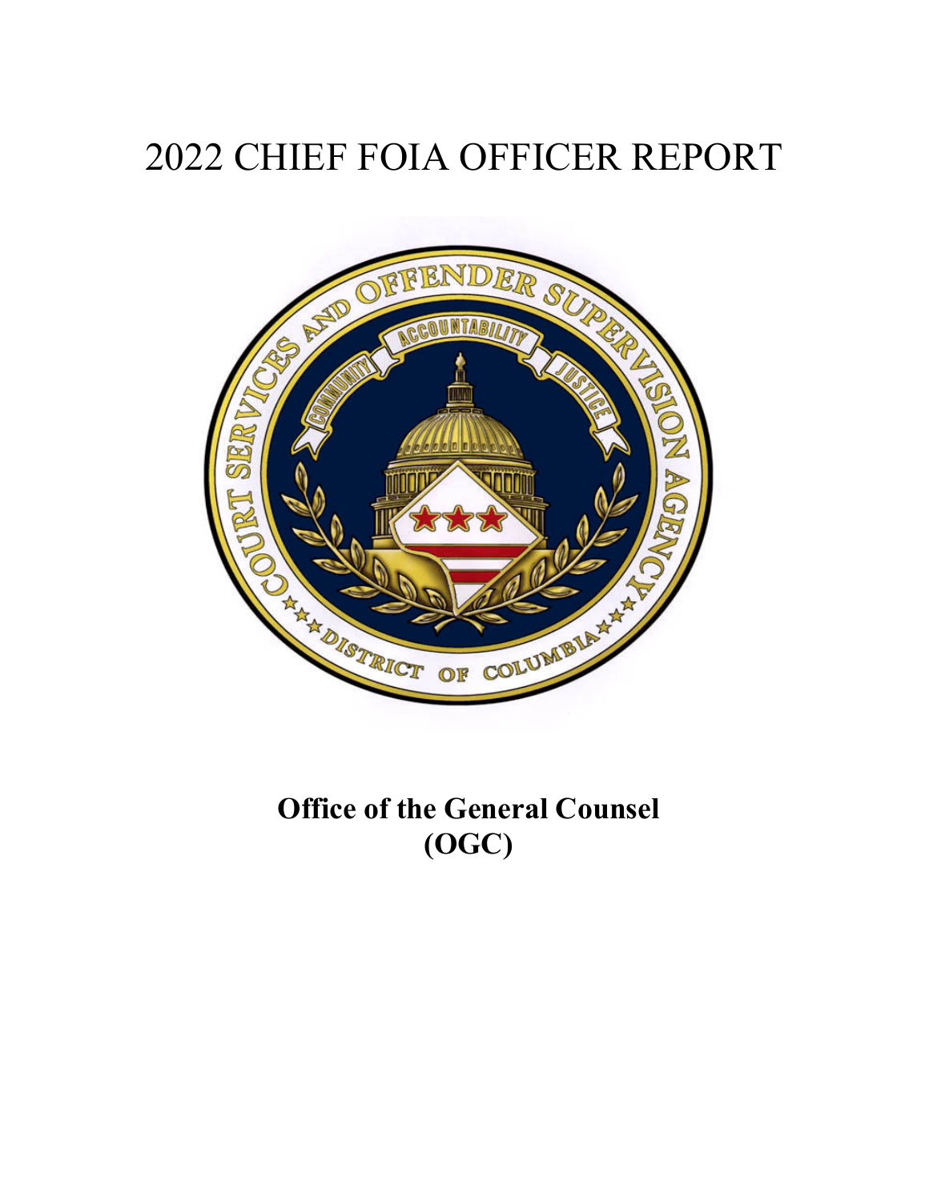# 2022 CHIEF FOIA OFFICER REPORT

**Office of the General Counsel**
**(OGC)**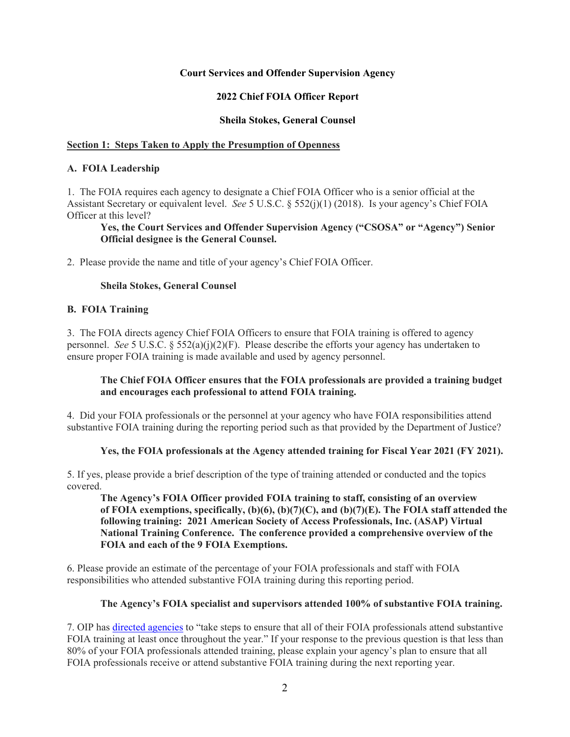**Court Services and Offender Supervision Agency**

**2022 Chief FOIA Officer Report**

**Sheila Stokes, General Counsel**

## Section 1: Steps Taken to Apply the Presumption of Openness

### A. FOIA Leadership

1. The FOIA requires each agency to designate a Chief FOIA Officer who is a senior official at the Assistant Secretary or equivalent level. *See* 5 U.S.C. § 552(j)(1) (2018). Is your agency's Chief FOIA Officer at this level?

   **Yes, the Court Services and Offender Supervision Agency ("CSOSA" or "Agency") Senior Official designee is the General Counsel.**

2. Please provide the name and title of your agency's Chief FOIA Officer.

   **Sheila Stokes, General Counsel**

### B. FOIA Training

3. The FOIA directs agency Chief FOIA Officers to ensure that FOIA training is offered to agency personnel. *See* 5 U.S.C. § 552(a)(j)(2)(F). Please describe the efforts your agency has undertaken to ensure proper FOIA training is made available and used by agency personnel.

   **The Chief FOIA Officer ensures that the FOIA professionals are provided a training budget and encourages each professional to attend FOIA training.**

4. Did your FOIA professionals or the personnel at your agency who have FOIA responsibilities attend substantive FOIA training during the reporting period such as that provided by the Department of Justice?

   **Yes, the FOIA professionals at the Agency attended training for Fiscal Year 2021 (FY 2021).**

5. If yes, please provide a brief description of the type of training attended or conducted and the topics covered.

   **The Agency's FOIA Officer provided FOIA training to staff, consisting of an overview of FOIA exemptions, specifically, (b)(6), (b)(7)(C), and (b)(7)(E). The FOIA staff attended the following training: 2021 American Society of Access Professionals, Inc. (ASAP) Virtual National Training Conference. The conference provided a comprehensive overview of the FOIA and each of the 9 FOIA Exemptions.**

6. Please provide an estimate of the percentage of your FOIA professionals and staff with FOIA responsibilities who attended substantive FOIA training during this reporting period.

   **The Agency's FOIA specialist and supervisors attended 100% of substantive FOIA training.**

7. OIP has directed agencies to "take steps to ensure that all of their FOIA professionals attend substantive FOIA training at least once throughout the year." If your response to the previous question is that less than 80% of your FOIA professionals attended training, please explain your agency's plan to ensure that all FOIA professionals receive or attend substantive FOIA training during the next reporting year.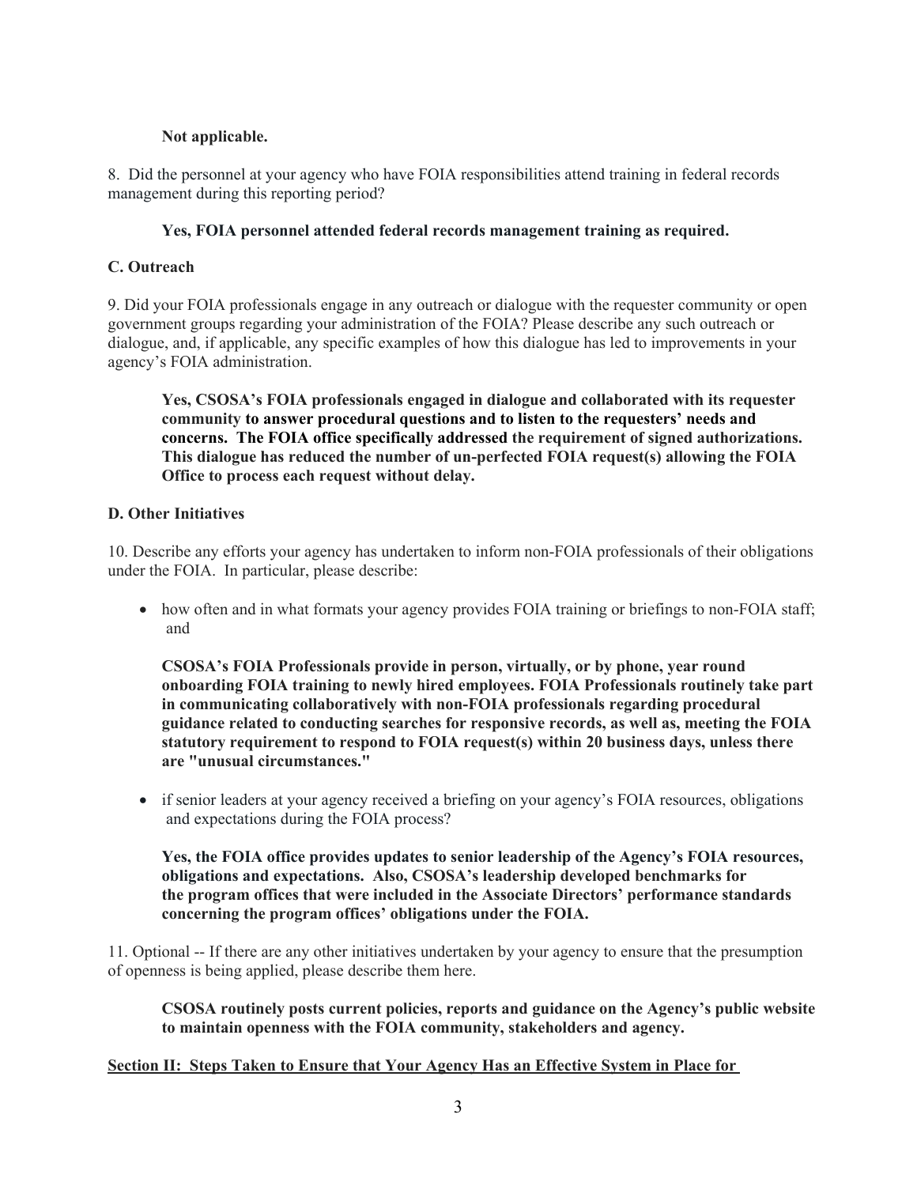**Not applicable.**

8. Did the personnel at your agency who have FOIA responsibilities attend training in federal records management during this reporting period?

**Yes, FOIA personnel attended federal records management training as required.**

**C. Outreach**

9. Did your FOIA professionals engage in any outreach or dialogue with the requester community or open government groups regarding your administration of the FOIA? Please describe any such outreach or dialogue, and, if applicable, any specific examples of how this dialogue has led to improvements in your agency's FOIA administration.

**Yes, CSOSA's FOIA professionals engaged in dialogue and collaborated with its requester community to answer procedural questions and to listen to the requesters' needs and concerns. The FOIA office specifically addressed the requirement of signed authorizations. This dialogue has reduced the number of un-perfected FOIA request(s) allowing the FOIA Office to process each request without delay.**

**D. Other Initiatives**

10. Describe any efforts your agency has undertaken to inform non-FOIA professionals of their obligations under the FOIA. In particular, please describe:

- how often and in what formats your agency provides FOIA training or briefings to non-FOIA staff; and

  **CSOSA's FOIA Professionals provide in person, virtually, or by phone, year round onboarding FOIA training to newly hired employees. FOIA Professionals routinely take part in communicating collaboratively with non-FOIA professionals regarding procedural guidance related to conducting searches for responsive records, as well as, meeting the FOIA statutory requirement to respond to FOIA request(s) within 20 business days, unless there are "unusual circumstances."**

- if senior leaders at your agency received a briefing on your agency's FOIA resources, obligations and expectations during the FOIA process?

  **Yes, the FOIA office provides updates to senior leadership of the Agency's FOIA resources, obligations and expectations. Also, CSOSA's leadership developed benchmarks for the program offices that were included in the Associate Directors' performance standards concerning the program offices' obligations under the FOIA.**

11. Optional -- If there are any other initiatives undertaken by your agency to ensure that the presumption of openness is being applied, please describe them here.

**CSOSA routinely posts current policies, reports and guidance on the Agency's public website to maintain openness with the FOIA community, stakeholders and agency.**

**<u>Section II: Steps Taken to Ensure that Your Agency Has an Effective System in Place for</u>**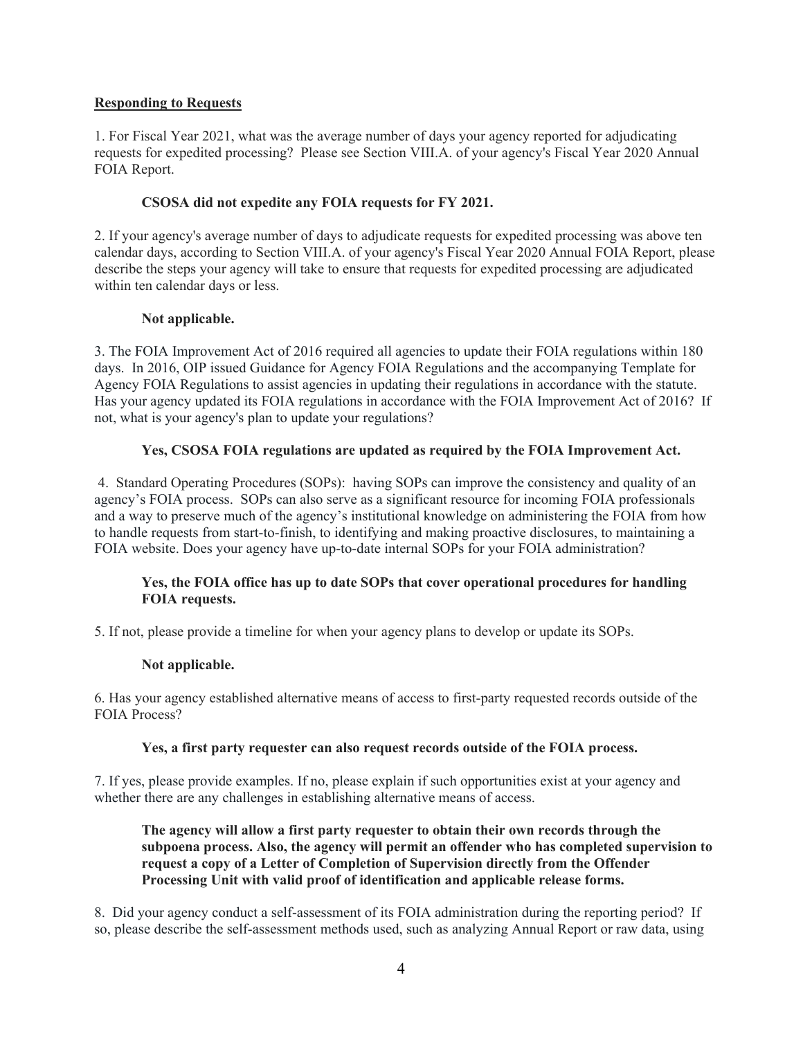**Responding to Requests**

1. For Fiscal Year 2021, what was the average number of days your agency reported for adjudicating requests for expedited processing? Please see Section VIII.A. of your agency's Fiscal Year 2020 Annual FOIA Report.

**CSOSA did not expedite any FOIA requests for FY 2021.**

2. If your agency's average number of days to adjudicate requests for expedited processing was above ten calendar days, according to Section VIII.A. of your agency's Fiscal Year 2020 Annual FOIA Report, please describe the steps your agency will take to ensure that requests for expedited processing are adjudicated within ten calendar days or less.

**Not applicable.**

3. The FOIA Improvement Act of 2016 required all agencies to update their FOIA regulations within 180 days. In 2016, OIP issued Guidance for Agency FOIA Regulations and the accompanying Template for Agency FOIA Regulations to assist agencies in updating their regulations in accordance with the statute. Has your agency updated its FOIA regulations in accordance with the FOIA Improvement Act of 2016? If not, what is your agency's plan to update your regulations?

**Yes, CSOSA FOIA regulations are updated as required by the FOIA Improvement Act.**

4. Standard Operating Procedures (SOPs): having SOPs can improve the consistency and quality of an agency's FOIA process. SOPs can also serve as a significant resource for incoming FOIA professionals and a way to preserve much of the agency's institutional knowledge on administering the FOIA from how to handle requests from start-to-finish, to identifying and making proactive disclosures, to maintaining a FOIA website. Does your agency have up-to-date internal SOPs for your FOIA administration?

**Yes, the FOIA office has up to date SOPs that cover operational procedures for handling FOIA requests.**

5. If not, please provide a timeline for when your agency plans to develop or update its SOPs.

**Not applicable.**

6. Has your agency established alternative means of access to first-party requested records outside of the FOIA Process?

**Yes, a first party requester can also request records outside of the FOIA process.**

7. If yes, please provide examples. If no, please explain if such opportunities exist at your agency and whether there are any challenges in establishing alternative means of access.

**The agency will allow a first party requester to obtain their own records through the subpoena process. Also, the agency will permit an offender who has completed supervision to request a copy of a Letter of Completion of Supervision directly from the Offender Processing Unit with valid proof of identification and applicable release forms.**

8. Did your agency conduct a self-assessment of its FOIA administration during the reporting period? If so, please describe the self-assessment methods used, such as analyzing Annual Report or raw data, using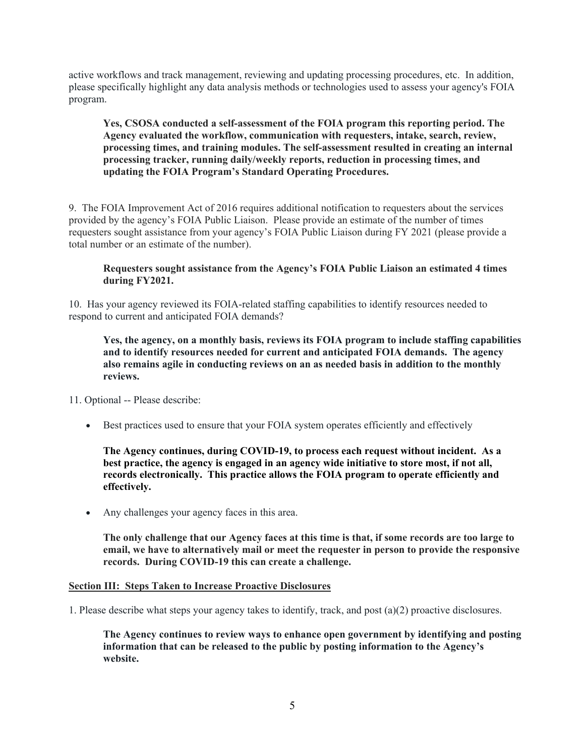active workflows and track management, reviewing and updating processing procedures, etc. In addition, please specifically highlight any data analysis methods or technologies used to assess your agency's FOIA program.

**Yes, CSOSA conducted a self-assessment of the FOIA program this reporting period. The Agency evaluated the workflow, communication with requesters, intake, search, review, processing times, and training modules. The self-assessment resulted in creating an internal processing tracker, running daily/weekly reports, reduction in processing times, and updating the FOIA Program's Standard Operating Procedures.**

9. The FOIA Improvement Act of 2016 requires additional notification to requesters about the services provided by the agency's FOIA Public Liaison. Please provide an estimate of the number of times requesters sought assistance from your agency's FOIA Public Liaison during FY 2021 (please provide a total number or an estimate of the number).

**Requesters sought assistance from the Agency's FOIA Public Liaison an estimated 4 times during FY2021.**

10. Has your agency reviewed its FOIA-related staffing capabilities to identify resources needed to respond to current and anticipated FOIA demands?

**Yes, the agency, on a monthly basis, reviews its FOIA program to include staffing capabilities and to identify resources needed for current and anticipated FOIA demands. The agency also remains agile in conducting reviews on an as needed basis in addition to the monthly reviews.**

11. Optional -- Please describe:

- Best practices used to ensure that your FOIA system operates efficiently and effectively

  **The Agency continues, during COVID-19, to process each request without incident. As a best practice, the agency is engaged in an agency wide initiative to store most, if not all, records electronically. This practice allows the FOIA program to operate efficiently and effectively.**

- Any challenges your agency faces in this area.

  **The only challenge that our Agency faces at this time is that, if some records are too large to email, we have to alternatively mail or meet the requester in person to provide the responsive records. During COVID-19 this can create a challenge.**

## Section III: Steps Taken to Increase Proactive Disclosures

1. Please describe what steps your agency takes to identify, track, and post (a)(2) proactive disclosures.

**The Agency continues to review ways to enhance open government by identifying and posting information that can be released to the public by posting information to the Agency's website.**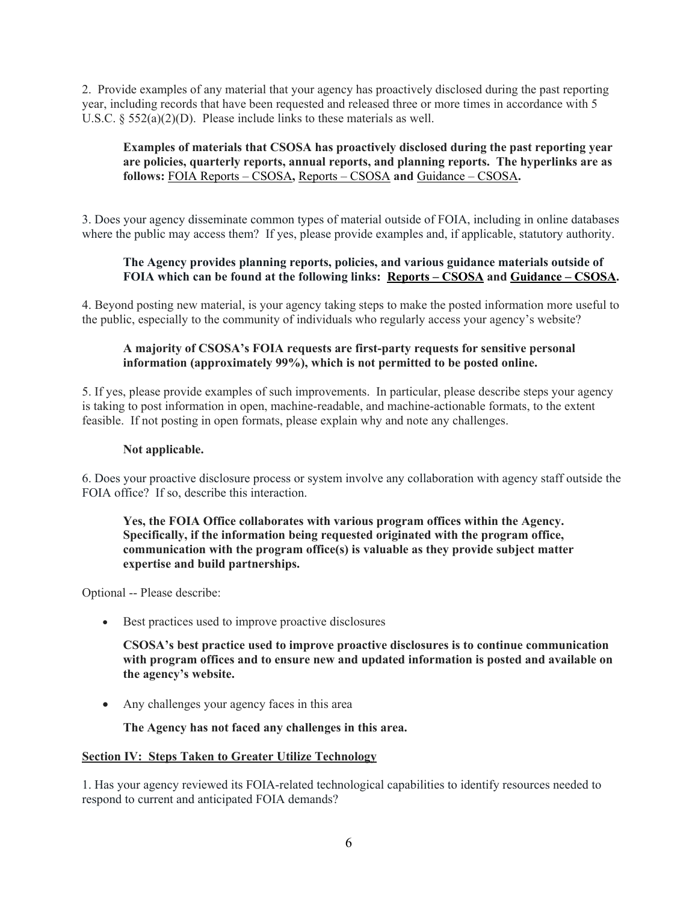2. Provide examples of any material that your agency has proactively disclosed during the past reporting year, including records that have been requested and released three or more times in accordance with 5 U.S.C. § 552(a)(2)(D). Please include links to these materials as well.

> **Examples of materials that CSOSA has proactively disclosed during the past reporting year are policies, quarterly reports, annual reports, and planning reports. The hyperlinks are as follows:** FOIA Reports – CSOSA**,** Reports – CSOSA **and** Guidance – CSOSA**.**

3. Does your agency disseminate common types of material outside of FOIA, including in online databases where the public may access them? If yes, please provide examples and, if applicable, statutory authority.

> **The Agency provides planning reports, policies, and various guidance materials outside of FOIA which can be found at the following links: Reports – CSOSA and Guidance – CSOSA.**

4. Beyond posting new material, is your agency taking steps to make the posted information more useful to the public, especially to the community of individuals who regularly access your agency's website?

> **A majority of CSOSA's FOIA requests are first-party requests for sensitive personal information (approximately 99%), which is not permitted to be posted online.**

5. If yes, please provide examples of such improvements. In particular, please describe steps your agency is taking to post information in open, machine-readable, and machine-actionable formats, to the extent feasible. If not posting in open formats, please explain why and note any challenges.

> **Not applicable.**

6. Does your proactive disclosure process or system involve any collaboration with agency staff outside the FOIA office? If so, describe this interaction.

> **Yes, the FOIA Office collaborates with various program offices within the Agency. Specifically, if the information being requested originated with the program office, communication with the program office(s) is valuable as they provide subject matter expertise and build partnerships.**

Optional -- Please describe:

- Best practices used to improve proactive disclosures

  **CSOSA's best practice used to improve proactive disclosures is to continue communication with program offices and to ensure new and updated information is posted and available on the agency's website.**

- Any challenges your agency faces in this area

  **The Agency has not faced any challenges in this area.**

## Section IV: Steps Taken to Greater Utilize Technology

1. Has your agency reviewed its FOIA-related technological capabilities to identify resources needed to respond to current and anticipated FOIA demands?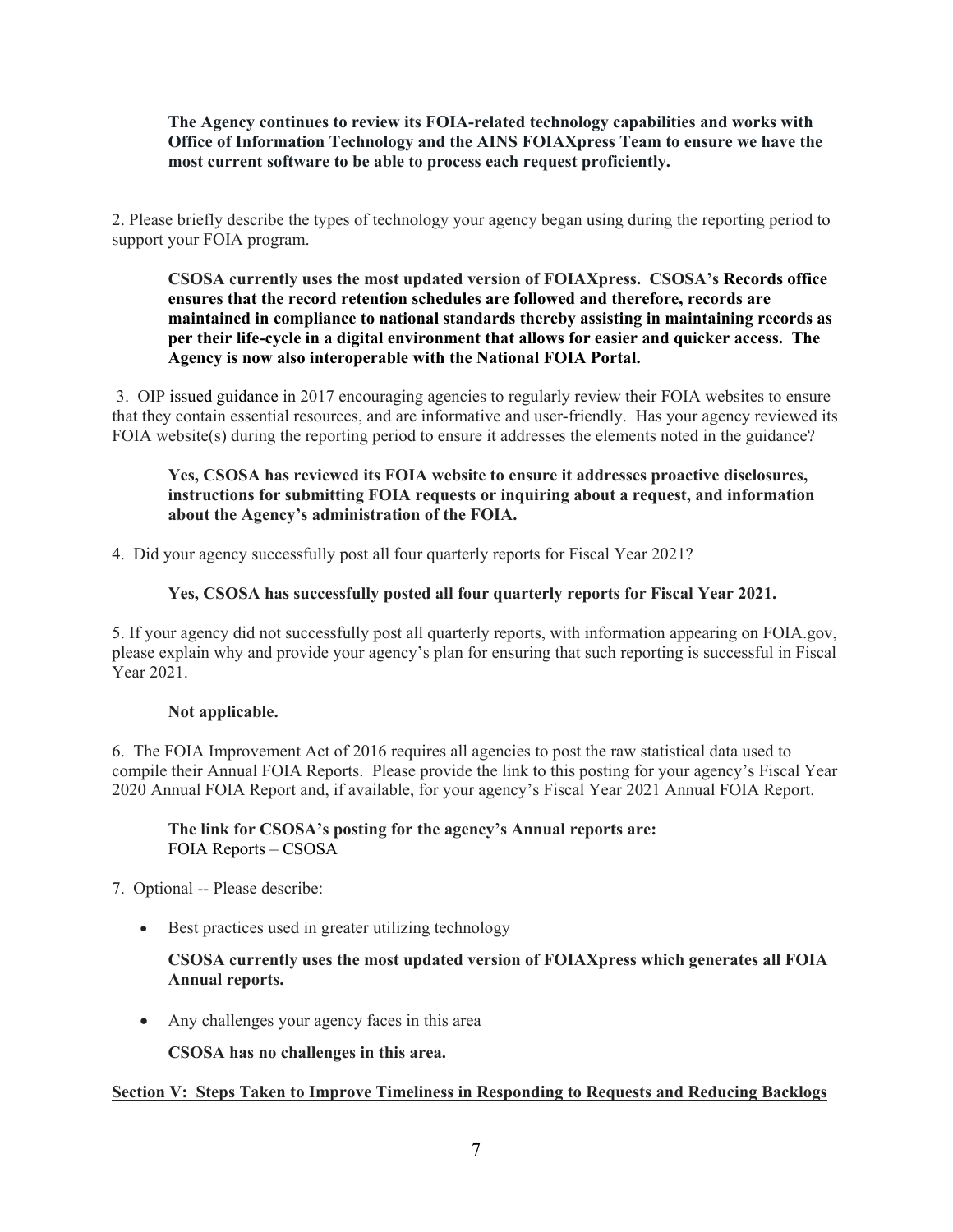**The Agency continues to review its FOIA-related technology capabilities and works with Office of Information Technology and the AINS FOIAXpress Team to ensure we have the most current software to be able to process each request proficiently.**

2. Please briefly describe the types of technology your agency began using during the reporting period to support your FOIA program.

**CSOSA currently uses the most updated version of FOIAXpress. CSOSA's Records office ensures that the record retention schedules are followed and therefore, records are maintained in compliance to national standards thereby assisting in maintaining records as per their life-cycle in a digital environment that allows for easier and quicker access. The Agency is now also interoperable with the National FOIA Portal.**

3. OIP issued guidance in 2017 encouraging agencies to regularly review their FOIA websites to ensure that they contain essential resources, and are informative and user-friendly. Has your agency reviewed its FOIA website(s) during the reporting period to ensure it addresses the elements noted in the guidance?

**Yes, CSOSA has reviewed its FOIA website to ensure it addresses proactive disclosures, instructions for submitting FOIA requests or inquiring about a request, and information about the Agency's administration of the FOIA.**

4. Did your agency successfully post all four quarterly reports for Fiscal Year 2021?

**Yes, CSOSA has successfully posted all four quarterly reports for Fiscal Year 2021.**

5. If your agency did not successfully post all quarterly reports, with information appearing on FOIA.gov, please explain why and provide your agency's plan for ensuring that such reporting is successful in Fiscal Year 2021.

**Not applicable.**

6. The FOIA Improvement Act of 2016 requires all agencies to post the raw statistical data used to compile their Annual FOIA Reports. Please provide the link to this posting for your agency's Fiscal Year 2020 Annual FOIA Report and, if available, for your agency's Fiscal Year 2021 Annual FOIA Report.

**The link for CSOSA's posting for the agency's Annual reports are:**
FOIA Reports – CSOSA

7. Optional -- Please describe:

- Best practices used in greater utilizing technology

  **CSOSA currently uses the most updated version of FOIAXpress which generates all FOIA Annual reports.**

- Any challenges your agency faces in this area

  **CSOSA has no challenges in this area.**

## Section V: Steps Taken to Improve Timeliness in Responding to Requests and Reducing Backlogs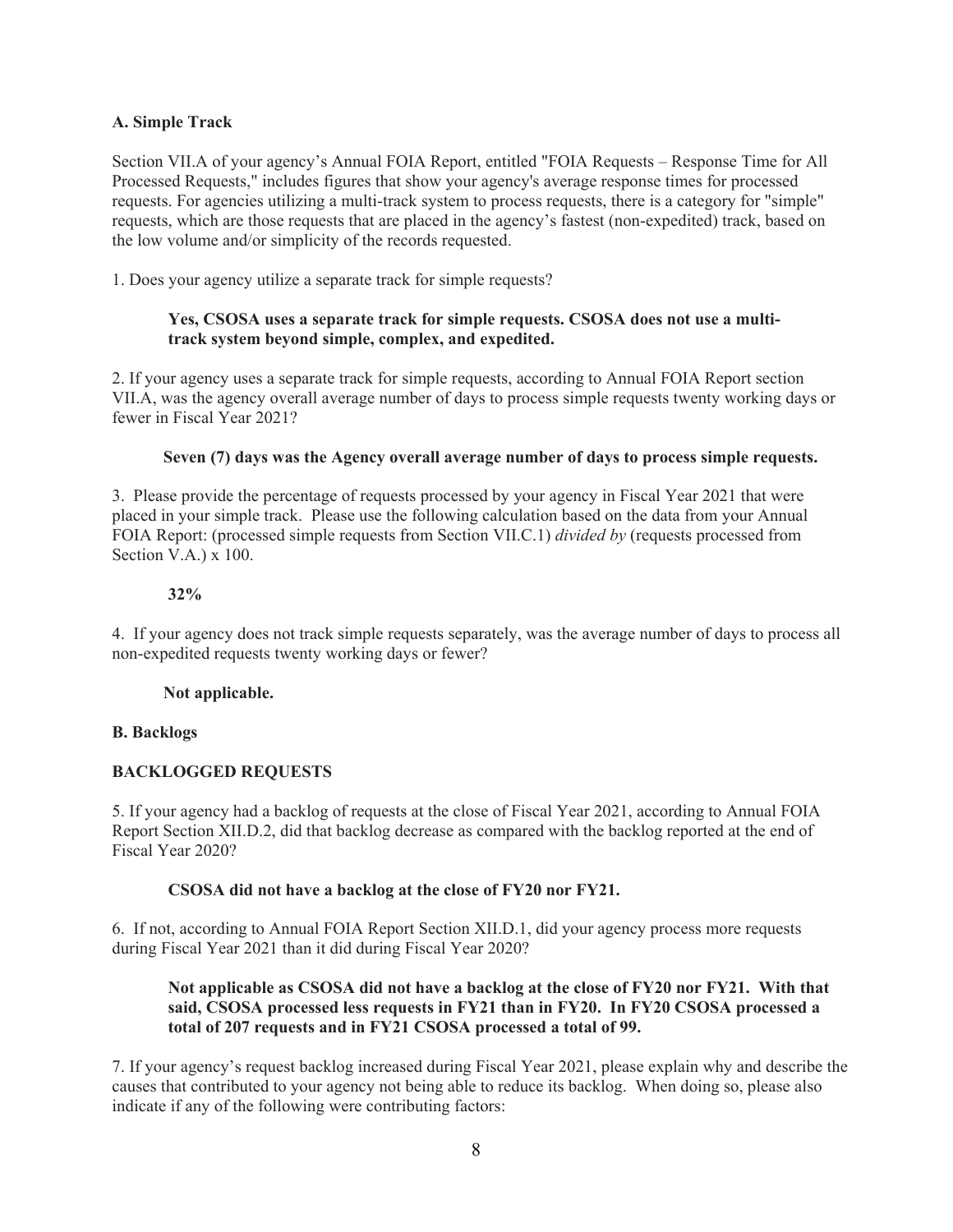**A. Simple Track**

Section VII.A of your agency's Annual FOIA Report, entitled "FOIA Requests – Response Time for All Processed Requests," includes figures that show your agency's average response times for processed requests. For agencies utilizing a multi-track system to process requests, there is a category for "simple" requests, which are those requests that are placed in the agency's fastest (non-expedited) track, based on the low volume and/or simplicity of the records requested.

1. Does your agency utilize a separate track for simple requests?

> **Yes, CSOSA uses a separate track for simple requests. CSOSA does not use a multi-track system beyond simple, complex, and expedited.**

2. If your agency uses a separate track for simple requests, according to Annual FOIA Report section VII.A, was the agency overall average number of days to process simple requests twenty working days or fewer in Fiscal Year 2021?

> **Seven (7) days was the Agency overall average number of days to process simple requests.**

3. Please provide the percentage of requests processed by your agency in Fiscal Year 2021 that were placed in your simple track. Please use the following calculation based on the data from your Annual FOIA Report: (processed simple requests from Section VII.C.1) *divided by* (requests processed from Section V.A.) x 100.

> **32%**

4. If your agency does not track simple requests separately, was the average number of days to process all non-expedited requests twenty working days or fewer?

> **Not applicable.**

**B. Backlogs**

**BACKLOGGED REQUESTS**

5. If your agency had a backlog of requests at the close of Fiscal Year 2021, according to Annual FOIA Report Section XII.D.2, did that backlog decrease as compared with the backlog reported at the end of Fiscal Year 2020?

> **CSOSA did not have a backlog at the close of FY20 nor FY21.**

6. If not, according to Annual FOIA Report Section XII.D.1, did your agency process more requests during Fiscal Year 2021 than it did during Fiscal Year 2020?

> **Not applicable as CSOSA did not have a backlog at the close of FY20 nor FY21. With that said, CSOSA processed less requests in FY21 than in FY20. In FY20 CSOSA processed a total of 207 requests and in FY21 CSOSA processed a total of 99.**

7. If your agency's request backlog increased during Fiscal Year 2021, please explain why and describe the causes that contributed to your agency not being able to reduce its backlog. When doing so, please also indicate if any of the following were contributing factors: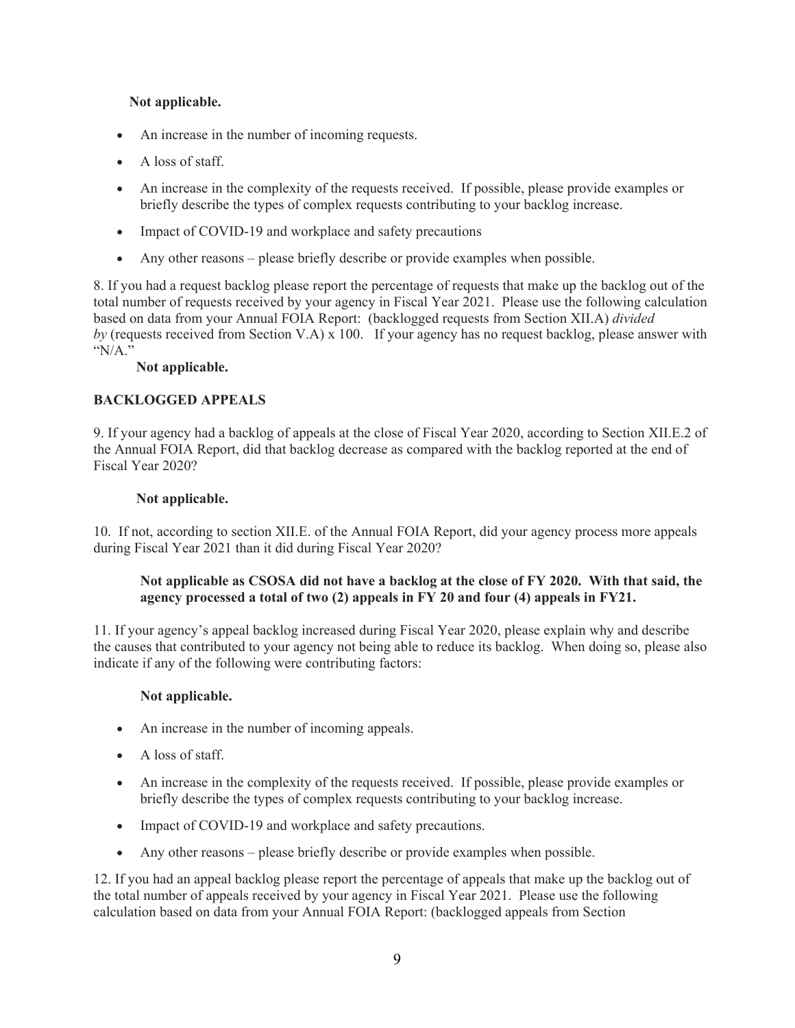**Not applicable.**

- An increase in the number of incoming requests.
- A loss of staff.
- An increase in the complexity of the requests received. If possible, please provide examples or briefly describe the types of complex requests contributing to your backlog increase.
- Impact of COVID-19 and workplace and safety precautions
- Any other reasons – please briefly describe or provide examples when possible.

8. If you had a request backlog please report the percentage of requests that make up the backlog out of the total number of requests received by your agency in Fiscal Year 2021. Please use the following calculation based on data from your Annual FOIA Report: (backlogged requests from Section XII.A) *divided by* (requests received from Section V.A) x 100. If your agency has no request backlog, please answer with "N/A."

**Not applicable.**

**BACKLOGGED APPEALS**

9. If your agency had a backlog of appeals at the close of Fiscal Year 2020, according to Section XII.E.2 of the Annual FOIA Report, did that backlog decrease as compared with the backlog reported at the end of Fiscal Year 2020?

**Not applicable.**

10. If not, according to section XII.E. of the Annual FOIA Report, did your agency process more appeals during Fiscal Year 2021 than it did during Fiscal Year 2020?

**Not applicable as CSOSA did not have a backlog at the close of FY 2020. With that said, the agency processed a total of two (2) appeals in FY 20 and four (4) appeals in FY21.**

11. If your agency's appeal backlog increased during Fiscal Year 2020, please explain why and describe the causes that contributed to your agency not being able to reduce its backlog. When doing so, please also indicate if any of the following were contributing factors:

**Not applicable.**

- An increase in the number of incoming appeals.
- A loss of staff.
- An increase in the complexity of the requests received. If possible, please provide examples or briefly describe the types of complex requests contributing to your backlog increase.
- Impact of COVID-19 and workplace and safety precautions.
- Any other reasons – please briefly describe or provide examples when possible.

12. If you had an appeal backlog please report the percentage of appeals that make up the backlog out of the total number of appeals received by your agency in Fiscal Year 2021. Please use the following calculation based on data from your Annual FOIA Report: (backlogged appeals from Section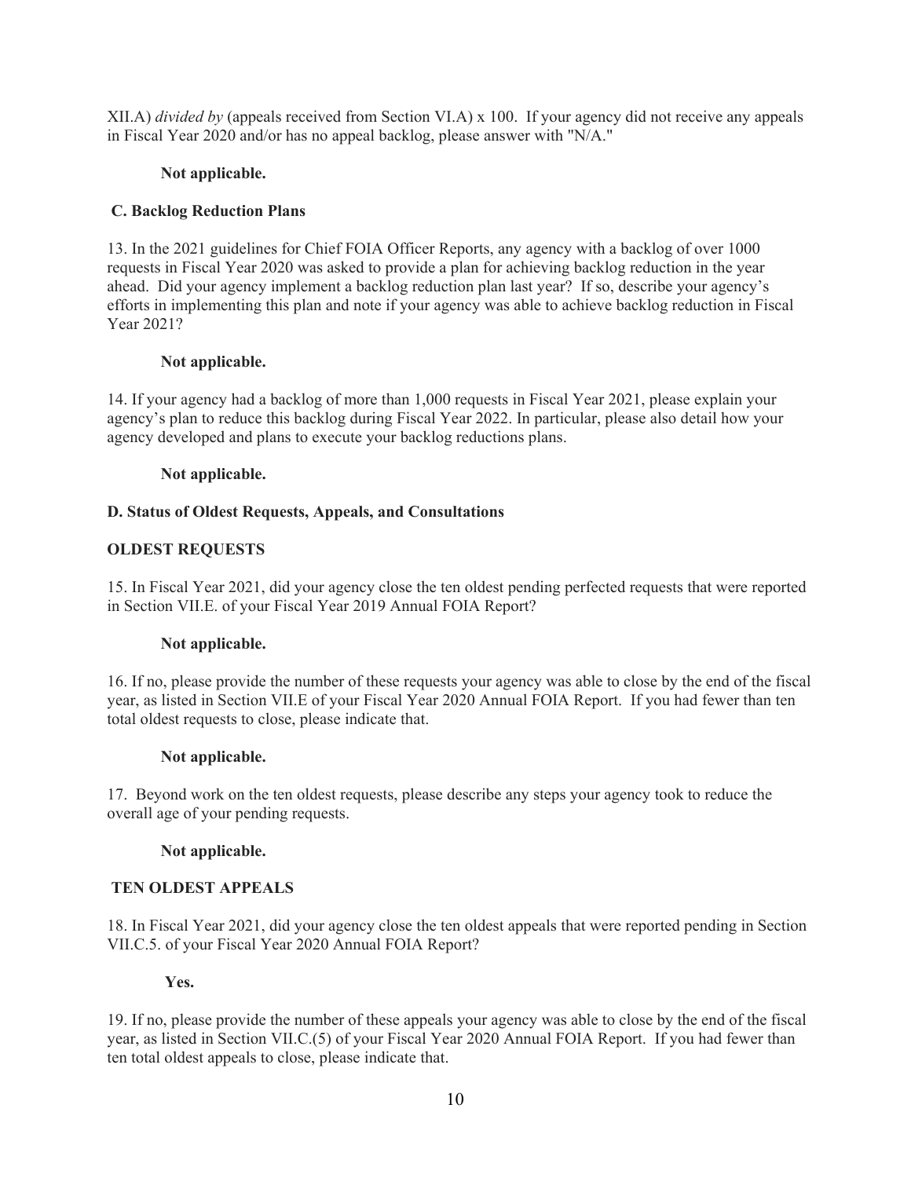XII.A) *divided by* (appeals received from Section VI.A) x 100. If your agency did not receive any appeals in Fiscal Year 2020 and/or has no appeal backlog, please answer with "N/A."

**Not applicable.**

### C. Backlog Reduction Plans

13. In the 2021 guidelines for Chief FOIA Officer Reports, any agency with a backlog of over 1000 requests in Fiscal Year 2020 was asked to provide a plan for achieving backlog reduction in the year ahead. Did your agency implement a backlog reduction plan last year? If so, describe your agency's efforts in implementing this plan and note if your agency was able to achieve backlog reduction in Fiscal Year 2021?

**Not applicable.**

14. If your agency had a backlog of more than 1,000 requests in Fiscal Year 2021, please explain your agency's plan to reduce this backlog during Fiscal Year 2022. In particular, please also detail how your agency developed and plans to execute your backlog reductions plans.

**Not applicable.**

### D. Status of Oldest Requests, Appeals, and Consultations

#### OLDEST REQUESTS

15. In Fiscal Year 2021, did your agency close the ten oldest pending perfected requests that were reported in Section VII.E. of your Fiscal Year 2019 Annual FOIA Report?

**Not applicable.**

16. If no, please provide the number of these requests your agency was able to close by the end of the fiscal year, as listed in Section VII.E of your Fiscal Year 2020 Annual FOIA Report. If you had fewer than ten total oldest requests to close, please indicate that.

**Not applicable.**

17. Beyond work on the ten oldest requests, please describe any steps your agency took to reduce the overall age of your pending requests.

**Not applicable.**

#### TEN OLDEST APPEALS

18. In Fiscal Year 2021, did your agency close the ten oldest appeals that were reported pending in Section VII.C.5. of your Fiscal Year 2020 Annual FOIA Report?

**Yes.**

19. If no, please provide the number of these appeals your agency was able to close by the end of the fiscal year, as listed in Section VII.C.(5) of your Fiscal Year 2020 Annual FOIA Report. If you had fewer than ten total oldest appeals to close, please indicate that.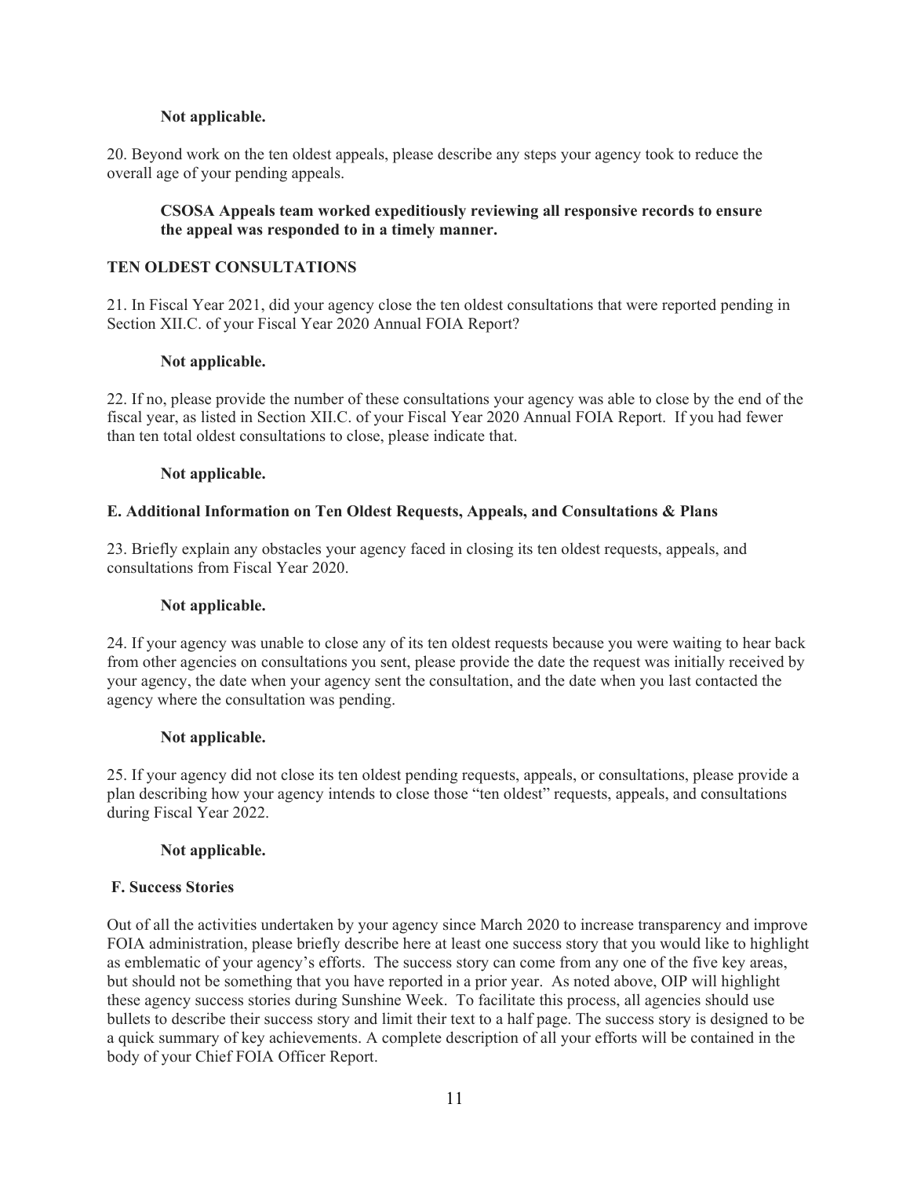**Not applicable.**

20. Beyond work on the ten oldest appeals, please describe any steps your agency took to reduce the overall age of your pending appeals.

**CSOSA Appeals team worked expeditiously reviewing all responsive records to ensure the appeal was responded to in a timely manner.**

**TEN OLDEST CONSULTATIONS**

21. In Fiscal Year 2021, did your agency close the ten oldest consultations that were reported pending in Section XII.C. of your Fiscal Year 2020 Annual FOIA Report?

**Not applicable.**

22. If no, please provide the number of these consultations your agency was able to close by the end of the fiscal year, as listed in Section XII.C. of your Fiscal Year 2020 Annual FOIA Report. If you had fewer than ten total oldest consultations to close, please indicate that.

**Not applicable.**

### E. Additional Information on Ten Oldest Requests, Appeals, and Consultations & Plans

23. Briefly explain any obstacles your agency faced in closing its ten oldest requests, appeals, and consultations from Fiscal Year 2020.

**Not applicable.**

24. If your agency was unable to close any of its ten oldest requests because you were waiting to hear back from other agencies on consultations you sent, please provide the date the request was initially received by your agency, the date when your agency sent the consultation, and the date when you last contacted the agency where the consultation was pending.

**Not applicable.**

25. If your agency did not close its ten oldest pending requests, appeals, or consultations, please provide a plan describing how your agency intends to close those "ten oldest" requests, appeals, and consultations during Fiscal Year 2022.

**Not applicable.**

### F. Success Stories

Out of all the activities undertaken by your agency since March 2020 to increase transparency and improve FOIA administration, please briefly describe here at least one success story that you would like to highlight as emblematic of your agency's efforts. The success story can come from any one of the five key areas, but should not be something that you have reported in a prior year. As noted above, OIP will highlight these agency success stories during Sunshine Week. To facilitate this process, all agencies should use bullets to describe their success story and limit their text to a half page. The success story is designed to be a quick summary of key achievements. A complete description of all your efforts will be contained in the body of your Chief FOIA Officer Report.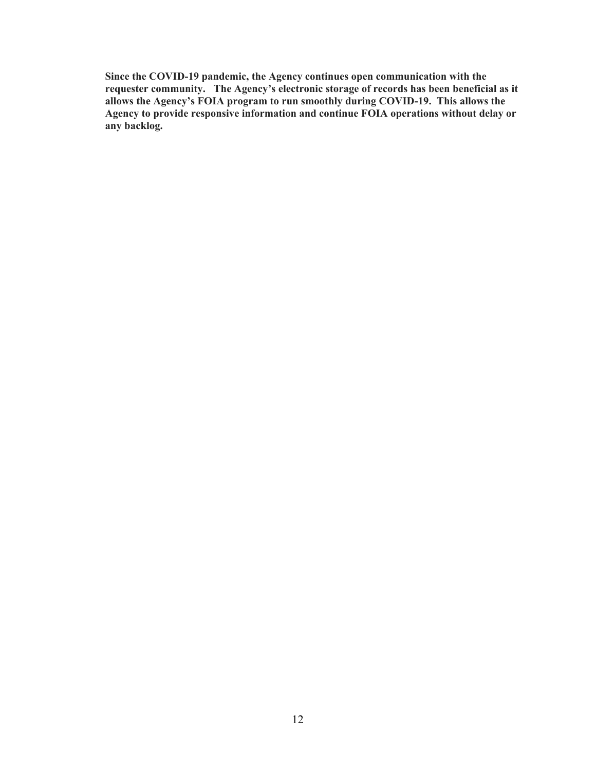**Since the COVID-19 pandemic, the Agency continues open communication with the requester community. The Agency's electronic storage of records has been beneficial as it allows the Agency's FOIA program to run smoothly during COVID-19. This allows the Agency to provide responsive information and continue FOIA operations without delay or any backlog.**